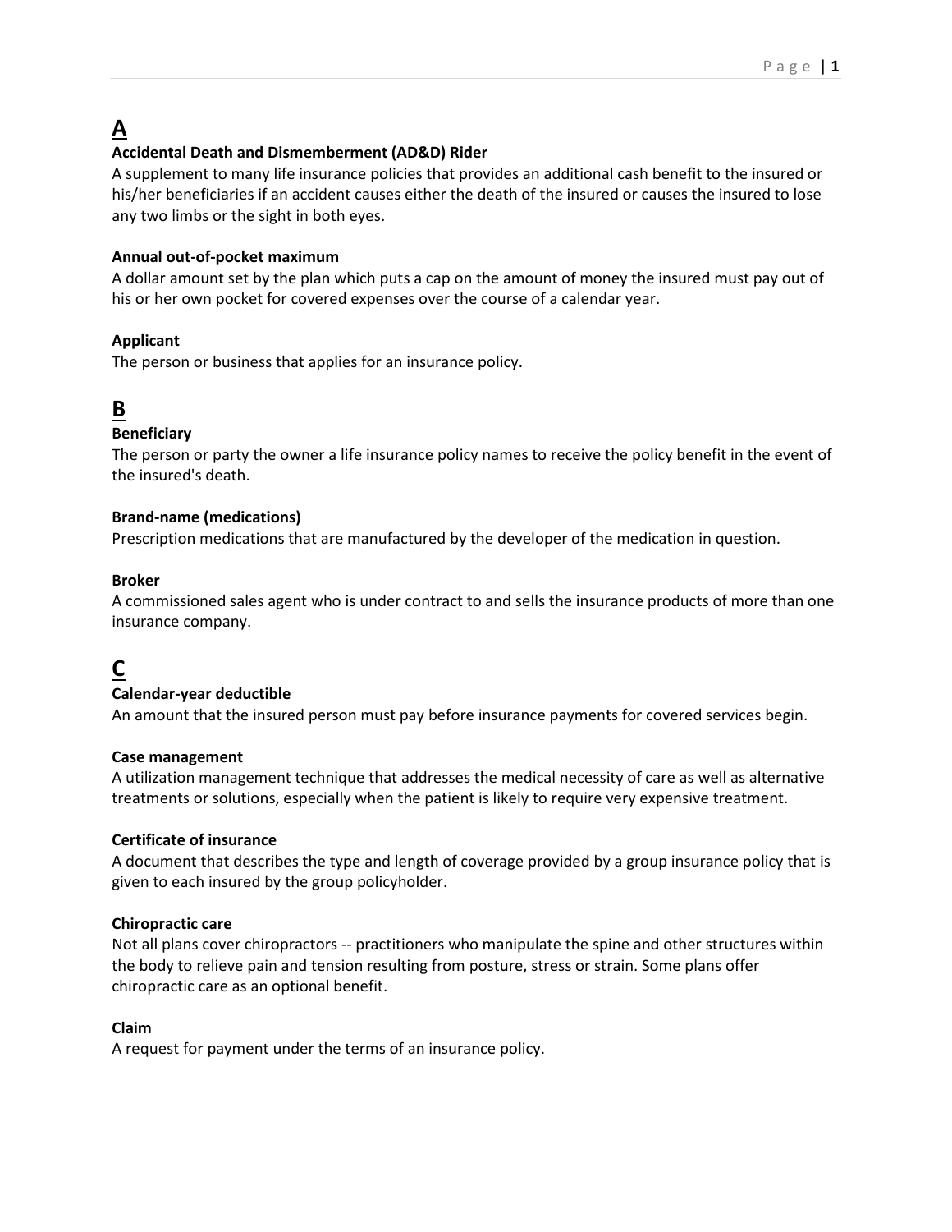# A

### Accidental Death and Dismemberment (AD&D) Rider

A supplement to many life insurance policies that provides an additional cash benefit to the insured or his/her beneficiaries if an accident causes either the death of the insured or causes the insured to lose any two limbs or the sight in both eyes.

### Annual out-of-pocket maximum

A dollar amount set by the plan which puts a cap on the amount of money the insured must pay out of his or her own pocket for covered expenses over the course of a calendar year.

### Applicant

The person or business that applies for an insurance policy.

# B

### Beneficiary

The person or party the owner a life insurance policy names to receive the policy benefit in the event of the insured's death.

### Brand-name (medications)

Prescription medications that are manufactured by the developer of the medication in question.

### Broker

A commissioned sales agent who is under contract to and sells the insurance products of more than one insurance company.

# C

### Calendar-year deductible

An amount that the insured person must pay before insurance payments for covered services begin.

### Case management

A utilization management technique that addresses the medical necessity of care as well as alternative treatments or solutions, especially when the patient is likely to require very expensive treatment.

### Certificate of insurance

A document that describes the type and length of coverage provided by a group insurance policy that is given to each insured by the group policyholder.

### Chiropractic care

Not all plans cover chiropractors -- practitioners who manipulate the spine and other structures within the body to relieve pain and tension resulting from posture, stress or strain. Some plans offer chiropractic care as an optional benefit.

### Claim

A request for payment under the terms of an insurance policy.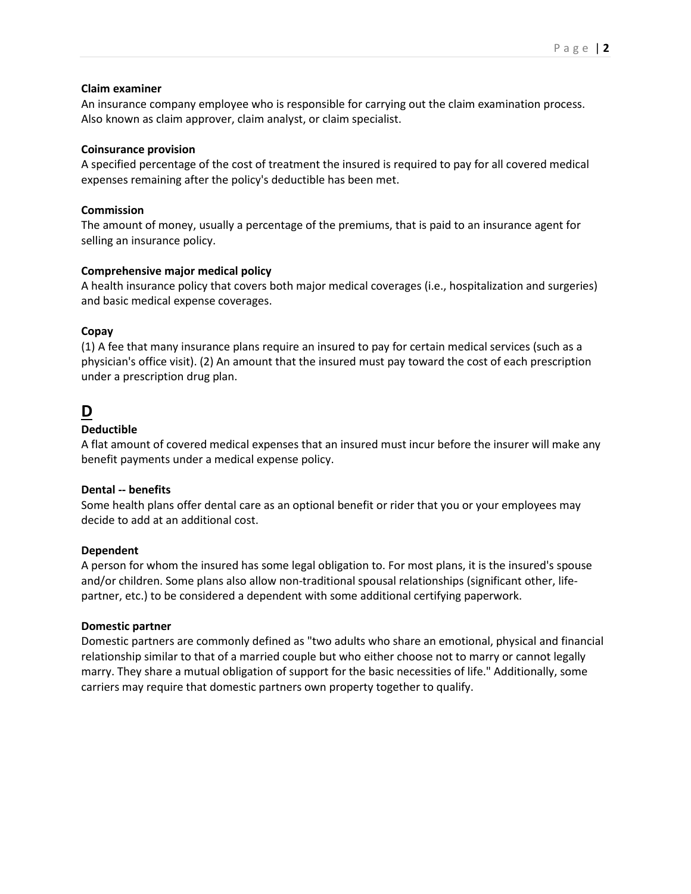**Claim examiner**
An insurance company employee who is responsible for carrying out the claim examination process. Also known as claim approver, claim analyst, or claim specialist.

**Coinsurance provision**
A specified percentage of the cost of treatment the insured is required to pay for all covered medical expenses remaining after the policy's deductible has been met.

**Commission**
The amount of money, usually a percentage of the premiums, that is paid to an insurance agent for selling an insurance policy.

**Comprehensive major medical policy**
A health insurance policy that covers both major medical coverages (i.e., hospitalization and surgeries) and basic medical expense coverages.

**Copay**
(1) A fee that many insurance plans require an insured to pay for certain medical services (such as a physician's office visit). (2) An amount that the insured must pay toward the cost of each prescription under a prescription drug plan.

## D

**Deductible**
A flat amount of covered medical expenses that an insured must incur before the insurer will make any benefit payments under a medical expense policy.

**Dental -- benefits**
Some health plans offer dental care as an optional benefit or rider that you or your employees may decide to add at an additional cost.

**Dependent**
A person for whom the insured has some legal obligation to. For most plans, it is the insured's spouse and/or children. Some plans also allow non-traditional spousal relationships (significant other, life-partner, etc.) to be considered a dependent with some additional certifying paperwork.

**Domestic partner**
Domestic partners are commonly defined as "two adults who share an emotional, physical and financial relationship similar to that of a married couple but who either choose not to marry or cannot legally marry. They share a mutual obligation of support for the basic necessities of life." Additionally, some carriers may require that domestic partners own property together to qualify.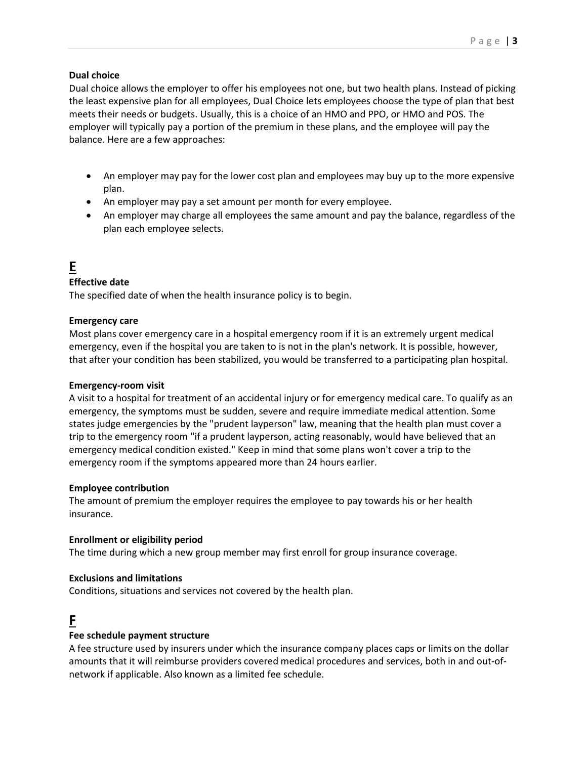**Dual choice**

Dual choice allows the employer to offer his employees not one, but two health plans. Instead of picking the least expensive plan for all employees, Dual Choice lets employees choose the type of plan that best meets their needs or budgets. Usually, this is a choice of an HMO and PPO, or HMO and POS. The employer will typically pay a portion of the premium in these plans, and the employee will pay the balance. Here are a few approaches:

- An employer may pay for the lower cost plan and employees may buy up to the more expensive plan.
- An employer may pay a set amount per month for every employee.
- An employer may charge all employees the same amount and pay the balance, regardless of the plan each employee selects.

# E

**Effective date**

The specified date of when the health insurance policy is to begin.

**Emergency care**

Most plans cover emergency care in a hospital emergency room if it is an extremely urgent medical emergency, even if the hospital you are taken to is not in the plan's network. It is possible, however, that after your condition has been stabilized, you would be transferred to a participating plan hospital.

**Emergency-room visit**

A visit to a hospital for treatment of an accidental injury or for emergency medical care. To qualify as an emergency, the symptoms must be sudden, severe and require immediate medical attention. Some states judge emergencies by the "prudent layperson" law, meaning that the health plan must cover a trip to the emergency room "if a prudent layperson, acting reasonably, would have believed that an emergency medical condition existed." Keep in mind that some plans won't cover a trip to the emergency room if the symptoms appeared more than 24 hours earlier.

**Employee contribution**

The amount of premium the employer requires the employee to pay towards his or her health insurance.

**Enrollment or eligibility period**

The time during which a new group member may first enroll for group insurance coverage.

**Exclusions and limitations**

Conditions, situations and services not covered by the health plan.

# F

**Fee schedule payment structure**

A fee structure used by insurers under which the insurance company places caps or limits on the dollar amounts that it will reimburse providers covered medical procedures and services, both in and out-of-network if applicable. Also known as a limited fee schedule.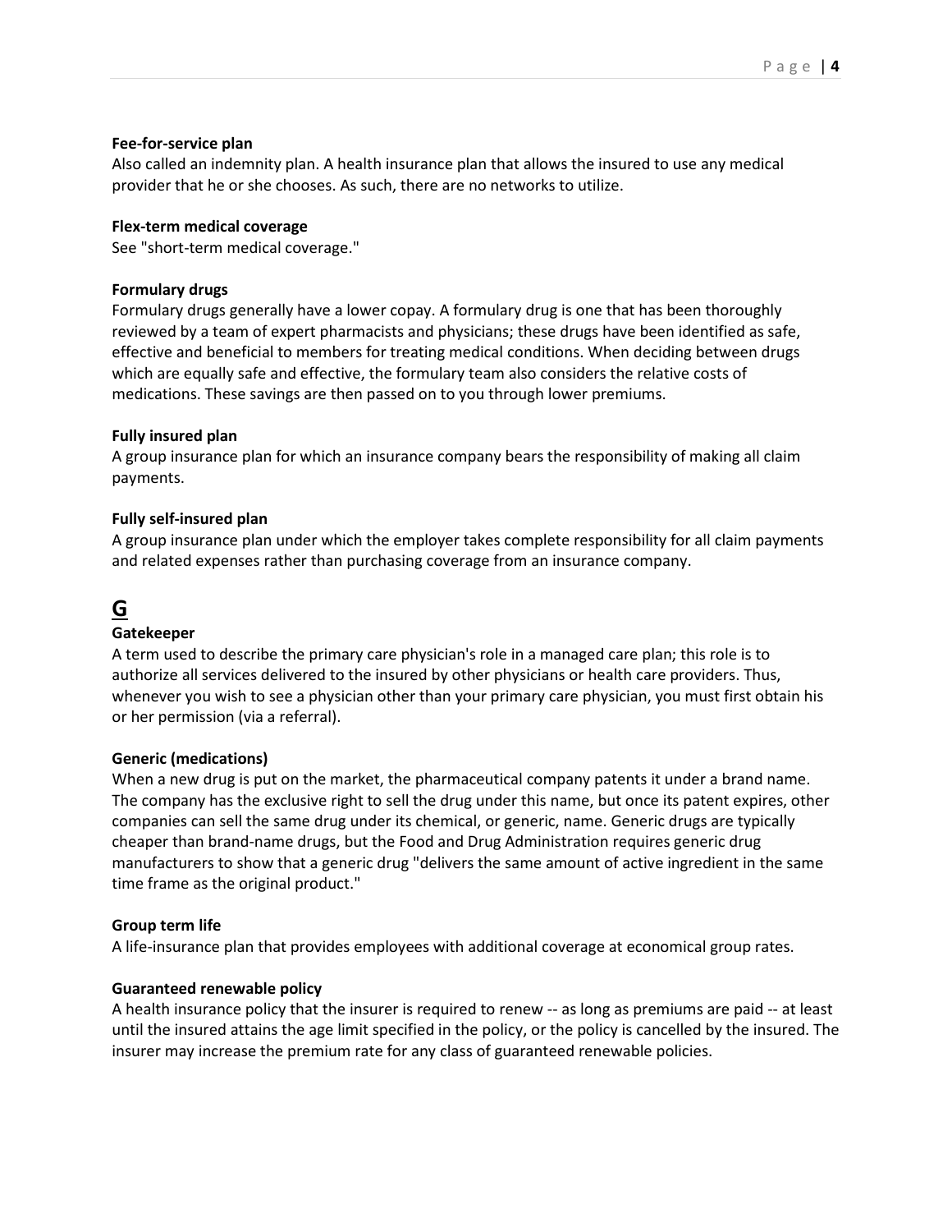**Fee-for-service plan**
Also called an indemnity plan. A health insurance plan that allows the insured to use any medical provider that he or she chooses. As such, there are no networks to utilize.

**Flex-term medical coverage**
See "short-term medical coverage."

**Formulary drugs**
Formulary drugs generally have a lower copay. A formulary drug is one that has been thoroughly reviewed by a team of expert pharmacists and physicians; these drugs have been identified as safe, effective and beneficial to members for treating medical conditions. When deciding between drugs which are equally safe and effective, the formulary team also considers the relative costs of medications. These savings are then passed on to you through lower premiums.

**Fully insured plan**
A group insurance plan for which an insurance company bears the responsibility of making all claim payments.

**Fully self-insured plan**
A group insurance plan under which the employer takes complete responsibility for all claim payments and related expenses rather than purchasing coverage from an insurance company.

## G

**Gatekeeper**
A term used to describe the primary care physician's role in a managed care plan; this role is to authorize all services delivered to the insured by other physicians or health care providers. Thus, whenever you wish to see a physician other than your primary care physician, you must first obtain his or her permission (via a referral).

**Generic (medications)**
When a new drug is put on the market, the pharmaceutical company patents it under a brand name. The company has the exclusive right to sell the drug under this name, but once its patent expires, other companies can sell the same drug under its chemical, or generic, name. Generic drugs are typically cheaper than brand-name drugs, but the Food and Drug Administration requires generic drug manufacturers to show that a generic drug "delivers the same amount of active ingredient in the same time frame as the original product."

**Group term life**
A life-insurance plan that provides employees with additional coverage at economical group rates.

**Guaranteed renewable policy**
A health insurance policy that the insurer is required to renew -- as long as premiums are paid -- at least until the insured attains the age limit specified in the policy, or the policy is cancelled by the insured. The insurer may increase the premium rate for any class of guaranteed renewable policies.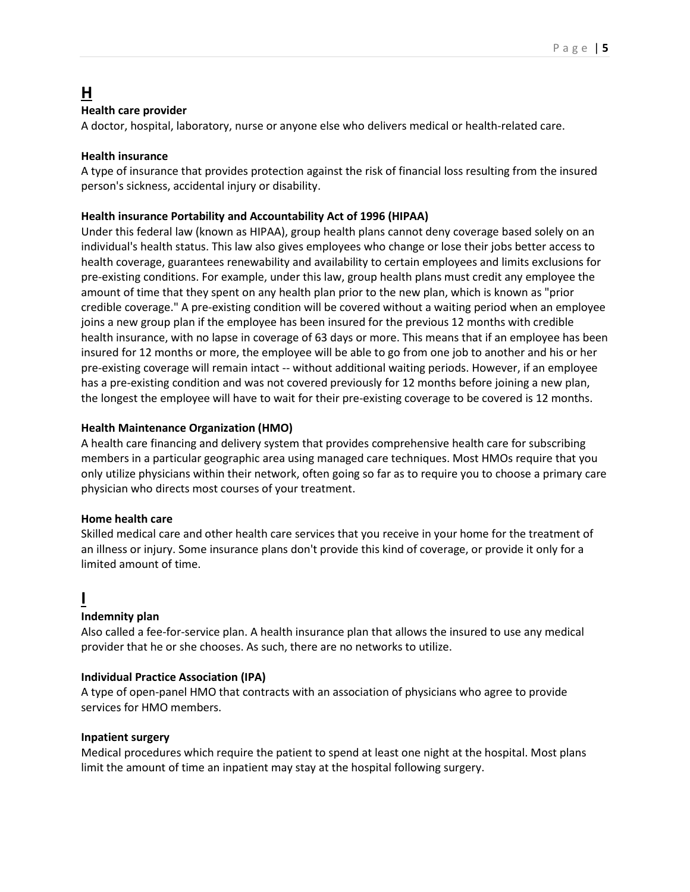## H

### Health care provider

A doctor, hospital, laboratory, nurse or anyone else who delivers medical or health-related care.

### Health insurance

A type of insurance that provides protection against the risk of financial loss resulting from the insured person's sickness, accidental injury or disability.

### Health insurance Portability and Accountability Act of 1996 (HIPAA)

Under this federal law (known as HIPAA), group health plans cannot deny coverage based solely on an individual's health status. This law also gives employees who change or lose their jobs better access to health coverage, guarantees renewability and availability to certain employees and limits exclusions for pre-existing conditions. For example, under this law, group health plans must credit any employee the amount of time that they spent on any health plan prior to the new plan, which is known as "prior credible coverage." A pre-existing condition will be covered without a waiting period when an employee joins a new group plan if the employee has been insured for the previous 12 months with credible health insurance, with no lapse in coverage of 63 days or more. This means that if an employee has been insured for 12 months or more, the employee will be able to go from one job to another and his or her pre-existing coverage will remain intact -- without additional waiting periods. However, if an employee has a pre-existing condition and was not covered previously for 12 months before joining a new plan, the longest the employee will have to wait for their pre-existing coverage to be covered is 12 months.

### Health Maintenance Organization (HMO)

A health care financing and delivery system that provides comprehensive health care for subscribing members in a particular geographic area using managed care techniques. Most HMOs require that you only utilize physicians within their network, often going so far as to require you to choose a primary care physician who directs most courses of your treatment.

### Home health care

Skilled medical care and other health care services that you receive in your home for the treatment of an illness or injury. Some insurance plans don't provide this kind of coverage, or provide it only for a limited amount of time.

## I

### Indemnity plan

Also called a fee-for-service plan. A health insurance plan that allows the insured to use any medical provider that he or she chooses. As such, there are no networks to utilize.

### Individual Practice Association (IPA)

A type of open-panel HMO that contracts with an association of physicians who agree to provide services for HMO members.

### Inpatient surgery

Medical procedures which require the patient to spend at least one night at the hospital. Most plans limit the amount of time an inpatient may stay at the hospital following surgery.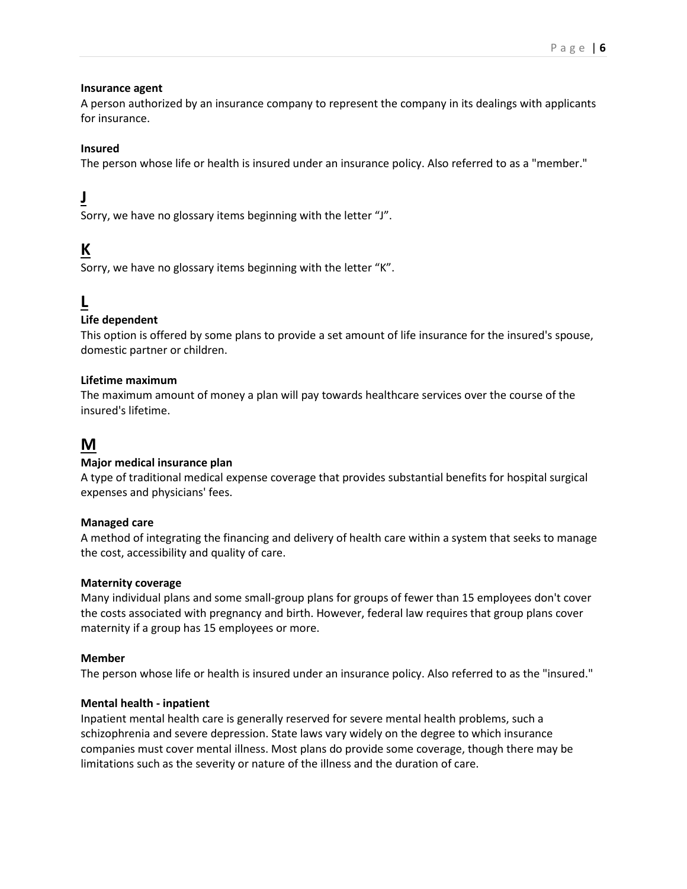**Insurance agent**

A person authorized by an insurance company to represent the company in its dealings with applicants for insurance.

**Insured**

The person whose life or health is insured under an insurance policy. Also referred to as a "member."

## J

Sorry, we have no glossary items beginning with the letter “J”.

## K

Sorry, we have no glossary items beginning with the letter “K”.

## L

**Life dependent**

This option is offered by some plans to provide a set amount of life insurance for the insured's spouse, domestic partner or children.

**Lifetime maximum**

The maximum amount of money a plan will pay towards healthcare services over the course of the insured's lifetime.

## M

**Major medical insurance plan**

A type of traditional medical expense coverage that provides substantial benefits for hospital surgical expenses and physicians' fees.

**Managed care**

A method of integrating the financing and delivery of health care within a system that seeks to manage the cost, accessibility and quality of care.

**Maternity coverage**

Many individual plans and some small-group plans for groups of fewer than 15 employees don't cover the costs associated with pregnancy and birth. However, federal law requires that group plans cover maternity if a group has 15 employees or more.

**Member**

The person whose life or health is insured under an insurance policy. Also referred to as the "insured."

**Mental health - inpatient**

Inpatient mental health care is generally reserved for severe mental health problems, such a schizophrenia and severe depression. State laws vary widely on the degree to which insurance companies must cover mental illness. Most plans do provide some coverage, though there may be limitations such as the severity or nature of the illness and the duration of care.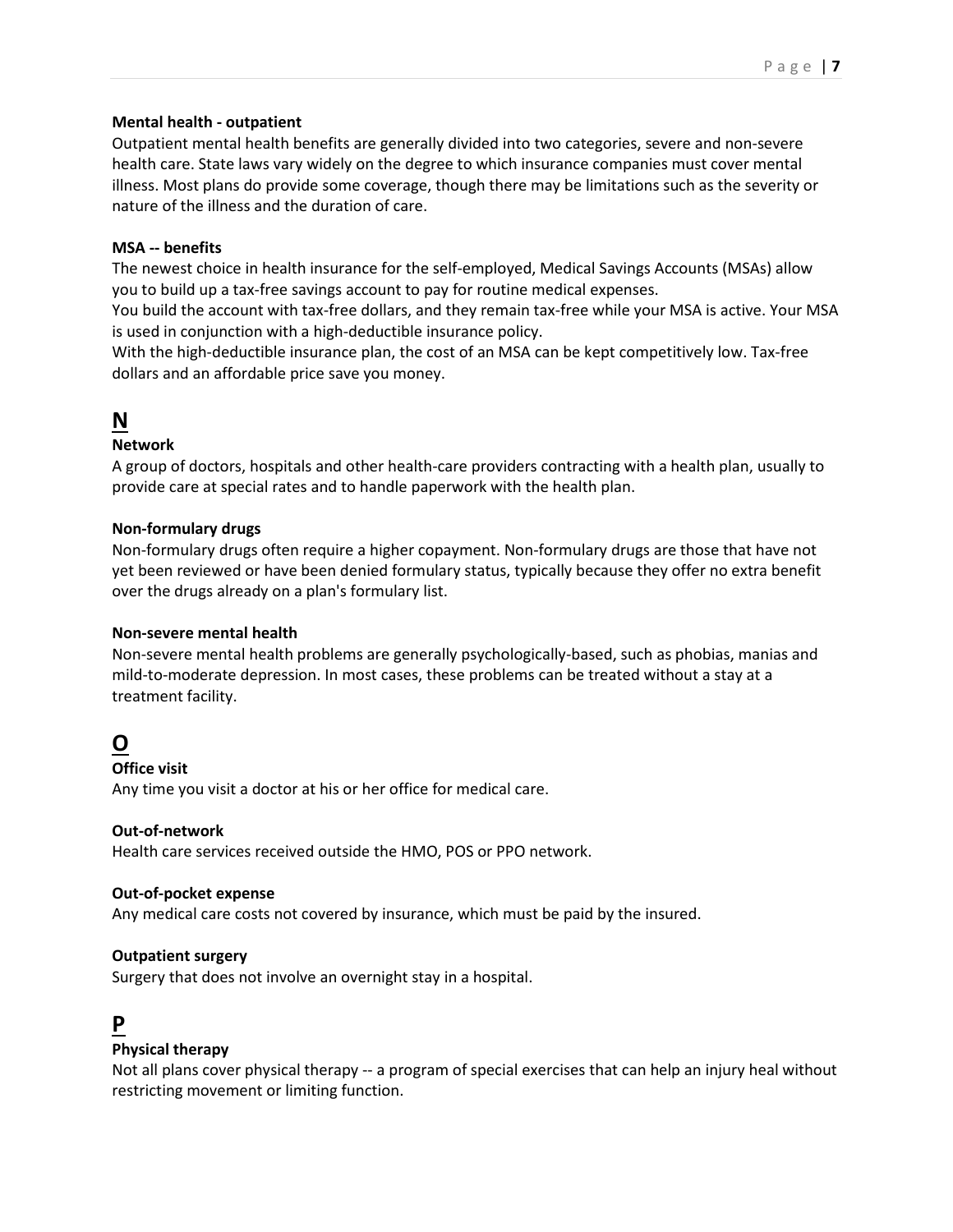**Mental health - outpatient**

Outpatient mental health benefits are generally divided into two categories, severe and non-severe health care. State laws vary widely on the degree to which insurance companies must cover mental illness. Most plans do provide some coverage, though there may be limitations such as the severity or nature of the illness and the duration of care.

**MSA -- benefits**

The newest choice in health insurance for the self-employed, Medical Savings Accounts (MSAs) allow you to build up a tax-free savings account to pay for routine medical expenses.
You build the account with tax-free dollars, and they remain tax-free while your MSA is active. Your MSA is used in conjunction with a high-deductible insurance policy.
With the high-deductible insurance plan, the cost of an MSA can be kept competitively low. Tax-free dollars and an affordable price save you money.

## N

**Network**

A group of doctors, hospitals and other health-care providers contracting with a health plan, usually to provide care at special rates and to handle paperwork with the health plan.

**Non-formulary drugs**

Non-formulary drugs often require a higher copayment. Non-formulary drugs are those that have not yet been reviewed or have been denied formulary status, typically because they offer no extra benefit over the drugs already on a plan's formulary list.

**Non-severe mental health**

Non-severe mental health problems are generally psychologically-based, such as phobias, manias and mild-to-moderate depression. In most cases, these problems can be treated without a stay at a treatment facility.

## O

**Office visit**

Any time you visit a doctor at his or her office for medical care.

**Out-of-network**

Health care services received outside the HMO, POS or PPO network.

**Out-of-pocket expense**

Any medical care costs not covered by insurance, which must be paid by the insured.

**Outpatient surgery**

Surgery that does not involve an overnight stay in a hospital.

## P

**Physical therapy**

Not all plans cover physical therapy -- a program of special exercises that can help an injury heal without restricting movement or limiting function.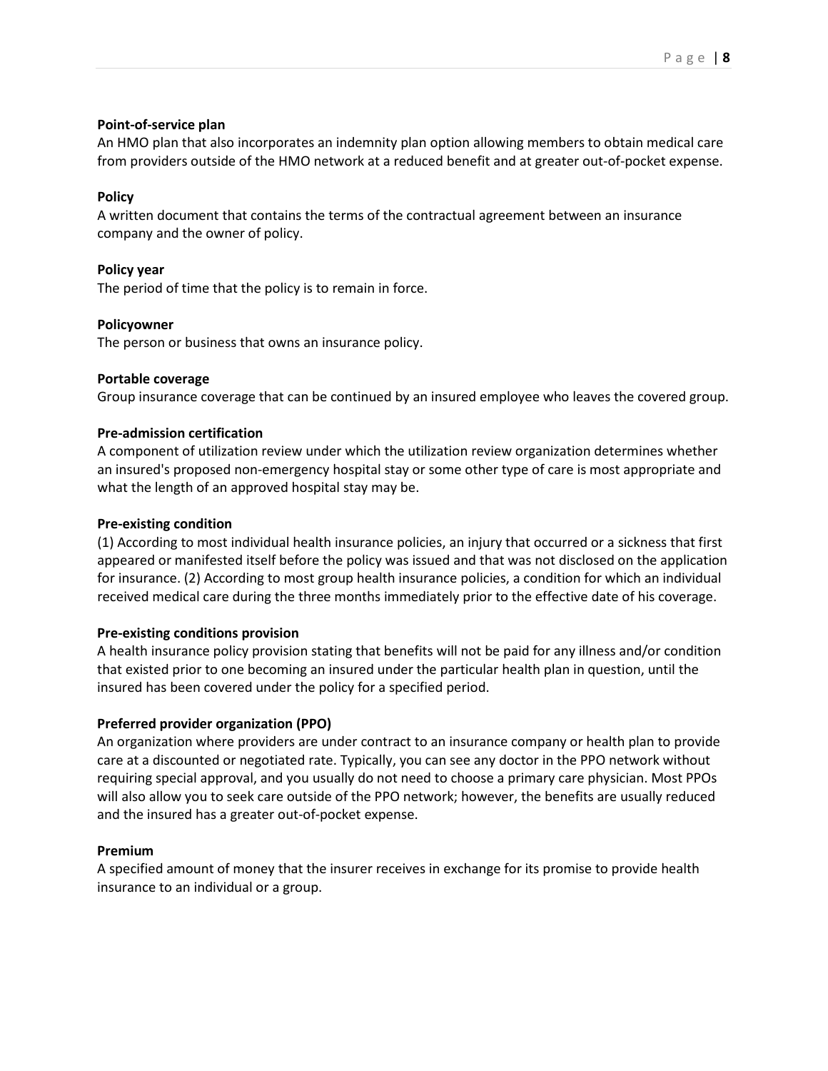**Point-of-service plan**
An HMO plan that also incorporates an indemnity plan option allowing members to obtain medical care from providers outside of the HMO network at a reduced benefit and at greater out-of-pocket expense.

**Policy**
A written document that contains the terms of the contractual agreement between an insurance company and the owner of policy.

**Policy year**
The period of time that the policy is to remain in force.

**Policyowner**
The person or business that owns an insurance policy.

**Portable coverage**
Group insurance coverage that can be continued by an insured employee who leaves the covered group.

**Pre-admission certification**
A component of utilization review under which the utilization review organization determines whether an insured's proposed non-emergency hospital stay or some other type of care is most appropriate and what the length of an approved hospital stay may be.

**Pre-existing condition**
(1) According to most individual health insurance policies, an injury that occurred or a sickness that first appeared or manifested itself before the policy was issued and that was not disclosed on the application for insurance. (2) According to most group health insurance policies, a condition for which an individual received medical care during the three months immediately prior to the effective date of his coverage.

**Pre-existing conditions provision**
A health insurance policy provision stating that benefits will not be paid for any illness and/or condition that existed prior to one becoming an insured under the particular health plan in question, until the insured has been covered under the policy for a specified period.

**Preferred provider organization (PPO)**
An organization where providers are under contract to an insurance company or health plan to provide care at a discounted or negotiated rate. Typically, you can see any doctor in the PPO network without requiring special approval, and you usually do not need to choose a primary care physician. Most PPOs will also allow you to seek care outside of the PPO network; however, the benefits are usually reduced and the insured has a greater out-of-pocket expense.

**Premium**
A specified amount of money that the insurer receives in exchange for its promise to provide health insurance to an individual or a group.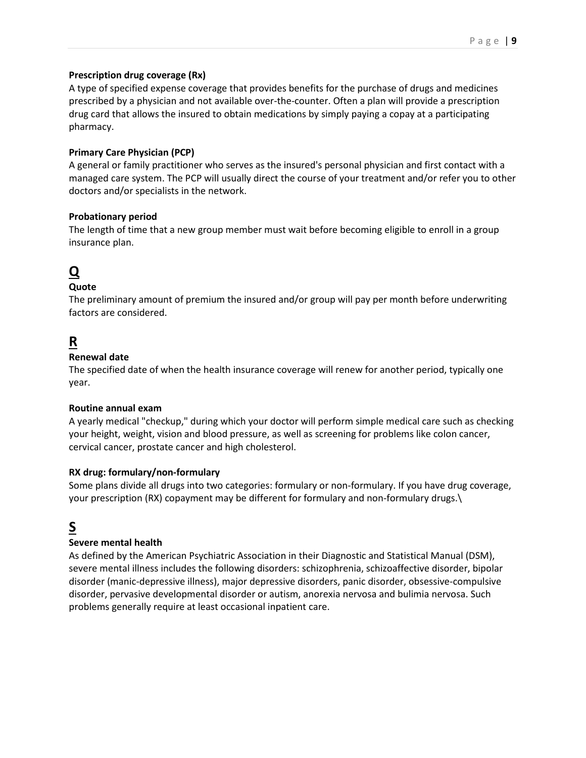**Prescription drug coverage (Rx)**
A type of specified expense coverage that provides benefits for the purchase of drugs and medicines prescribed by a physician and not available over-the-counter. Often a plan will provide a prescription drug card that allows the insured to obtain medications by simply paying a copay at a participating pharmacy.

**Primary Care Physician (PCP)**
A general or family practitioner who serves as the insured's personal physician and first contact with a managed care system. The PCP will usually direct the course of your treatment and/or refer you to other doctors and/or specialists in the network.

**Probationary period**
The length of time that a new group member must wait before becoming eligible to enroll in a group insurance plan.

## Q

**Quote**
The preliminary amount of premium the insured and/or group will pay per month before underwriting factors are considered.

## R

**Renewal date**
The specified date of when the health insurance coverage will renew for another period, typically one year.

**Routine annual exam**
A yearly medical "checkup," during which your doctor will perform simple medical care such as checking your height, weight, vision and blood pressure, as well as screening for problems like colon cancer, cervical cancer, prostate cancer and high cholesterol.

**RX drug: formulary/non-formulary**
Some plans divide all drugs into two categories: formulary or non-formulary. If you have drug coverage, your prescription (RX) copayment may be different for formulary and non-formulary drugs.\

## S

**Severe mental health**
As defined by the American Psychiatric Association in their Diagnostic and Statistical Manual (DSM), severe mental illness includes the following disorders: schizophrenia, schizoaffective disorder, bipolar disorder (manic-depressive illness), major depressive disorders, panic disorder, obsessive-compulsive disorder, pervasive developmental disorder or autism, anorexia nervosa and bulimia nervosa. Such problems generally require at least occasional inpatient care.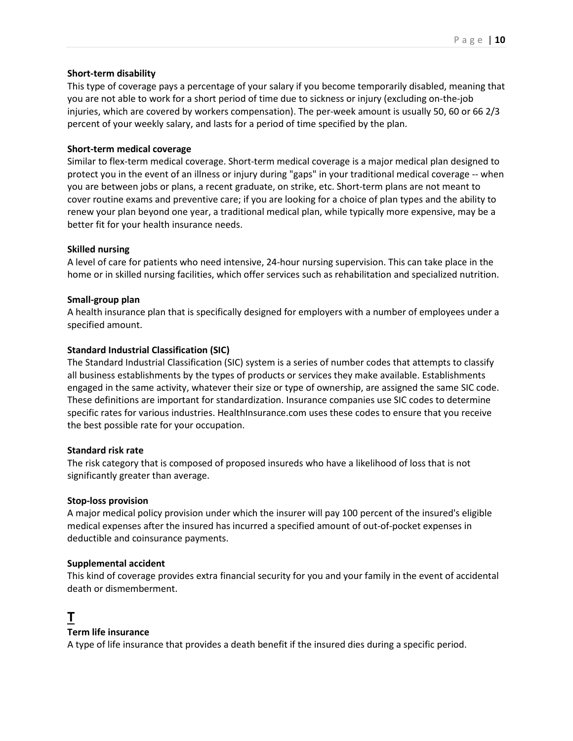**Short-term disability**

This type of coverage pays a percentage of your salary if you become temporarily disabled, meaning that you are not able to work for a short period of time due to sickness or injury (excluding on-the-job injuries, which are covered by workers compensation). The per-week amount is usually 50, 60 or 66 2/3 percent of your weekly salary, and lasts for a period of time specified by the plan.

**Short-term medical coverage**

Similar to flex-term medical coverage. Short-term medical coverage is a major medical plan designed to protect you in the event of an illness or injury during "gaps" in your traditional medical coverage -- when you are between jobs or plans, a recent graduate, on strike, etc. Short-term plans are not meant to cover routine exams and preventive care; if you are looking for a choice of plan types and the ability to renew your plan beyond one year, a traditional medical plan, while typically more expensive, may be a better fit for your health insurance needs.

**Skilled nursing**

A level of care for patients who need intensive, 24-hour nursing supervision. This can take place in the home or in skilled nursing facilities, which offer services such as rehabilitation and specialized nutrition.

**Small-group plan**

A health insurance plan that is specifically designed for employers with a number of employees under a specified amount.

**Standard Industrial Classification (SIC)**

The Standard Industrial Classification (SIC) system is a series of number codes that attempts to classify all business establishments by the types of products or services they make available. Establishments engaged in the same activity, whatever their size or type of ownership, are assigned the same SIC code. These definitions are important for standardization. Insurance companies use SIC codes to determine specific rates for various industries. HealthInsurance.com uses these codes to ensure that you receive the best possible rate for your occupation.

**Standard risk rate**

The risk category that is composed of proposed insureds who have a likelihood of loss that is not significantly greater than average.

**Stop-loss provision**

A major medical policy provision under which the insurer will pay 100 percent of the insured's eligible medical expenses after the insured has incurred a specified amount of out-of-pocket expenses in deductible and coinsurance payments.

**Supplemental accident**

This kind of coverage provides extra financial security for you and your family in the event of accidental death or dismemberment.

## T

**Term life insurance**

A type of life insurance that provides a death benefit if the insured dies during a specific period.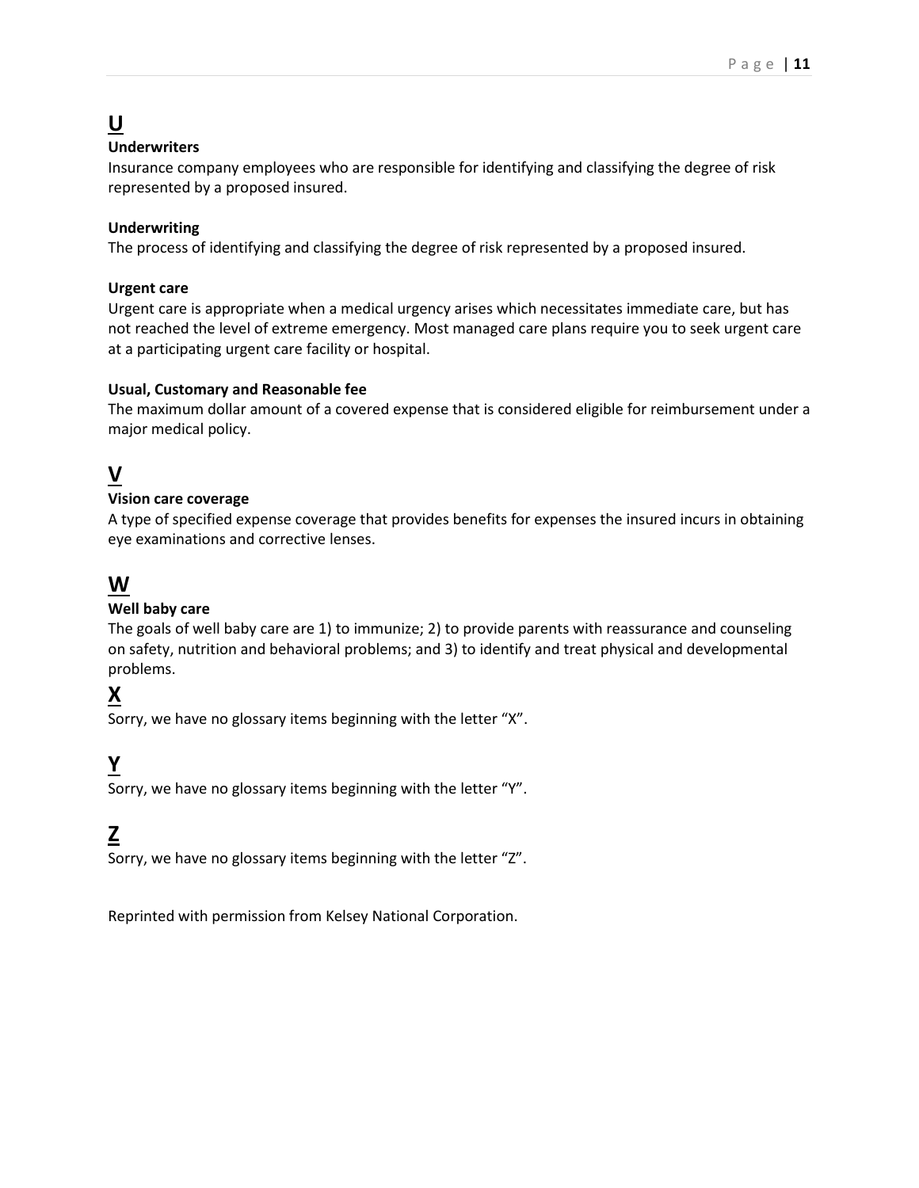## U

**Underwriters**

Insurance company employees who are responsible for identifying and classifying the degree of risk represented by a proposed insured.

**Underwriting**

The process of identifying and classifying the degree of risk represented by a proposed insured.

**Urgent care**

Urgent care is appropriate when a medical urgency arises which necessitates immediate care, but has not reached the level of extreme emergency. Most managed care plans require you to seek urgent care at a participating urgent care facility or hospital.

**Usual, Customary and Reasonable fee**

The maximum dollar amount of a covered expense that is considered eligible for reimbursement under a major medical policy.

## V

**Vision care coverage**

A type of specified expense coverage that provides benefits for expenses the insured incurs in obtaining eye examinations and corrective lenses.

## W

**Well baby care**

The goals of well baby care are 1) to immunize; 2) to provide parents with reassurance and counseling on safety, nutrition and behavioral problems; and 3) to identify and treat physical and developmental problems.

## X

Sorry, we have no glossary items beginning with the letter "X".

## Y

Sorry, we have no glossary items beginning with the letter "Y".

## Z

Sorry, we have no glossary items beginning with the letter "Z".

Reprinted with permission from Kelsey National Corporation.